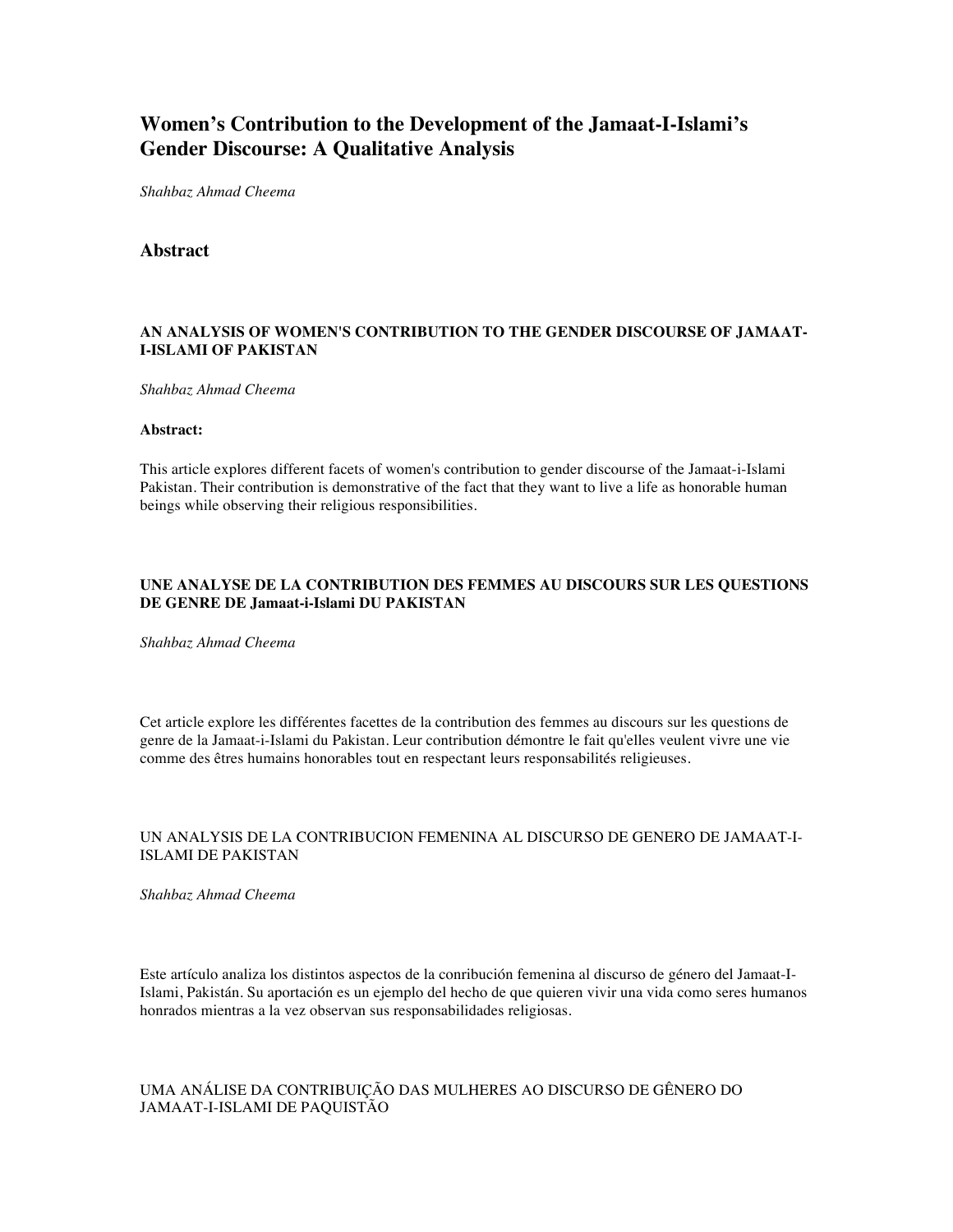# Women's Contribution to the Development of the Jamaat-I-Islami's Gender Discourse: A Qualitative Analysis

*Shahbaz Ahmad Cheema*

## Abstract

#### AN ANALYSIS OF WOMEN'S CONTRIBUTION TO THE GENDER DISCOURSE OF JAMAAT-I-ISLAMI OF PAKISTAN

*Shahbaz Ahmad Cheema*

**Abstract:**

This article explores different facets of women's contribution to gender discourse of the Jamaat-i-Islami Pakistan. Their contribution is demonstrative of the fact that they want to live a life as honorable human beings while observing their religious responsibilities.

#### UNE ANALYSE DE LA CONTRIBUTION DES FEMMES AU DISCOURS SUR LES QUESTIONS DE GENRE DE Jamaat-i-Islami DU PAKISTAN

*Shahbaz Ahmad Cheema*

Cet article explore les différentes facettes de la contribution des femmes au discours sur les questions de genre de la Jamaat-i-Islami du Pakistan. Leur contribution démontre le fait qu'elles veulent vivre une vie comme des êtres humains honorables tout en respectant leurs responsabilités religieuses.

UN ANALYSIS DE LA CONTRIBUCION FEMENINA AL DISCURSO DE GENERO DE JAMAAT-I-ISLAMI DE PAKISTAN

*Shahbaz Ahmad Cheema*

Este artículo analiza los distintos aspectos de la conribución femenina al discurso de género del Jamaat-I-Islami, Pakistán. Su aportación es un ejemplo del hecho de que quieren vivir una vida como seres humanos honrados mientras a la vez observan sus responsabilidades religiosas.

UMA ANÁLISE DA CONTRIBUIÇÃO DAS MULHERES AO DISCURSO DE GÊNERO DO JAMAAT-I-ISLAMI DE PAQUISTÃO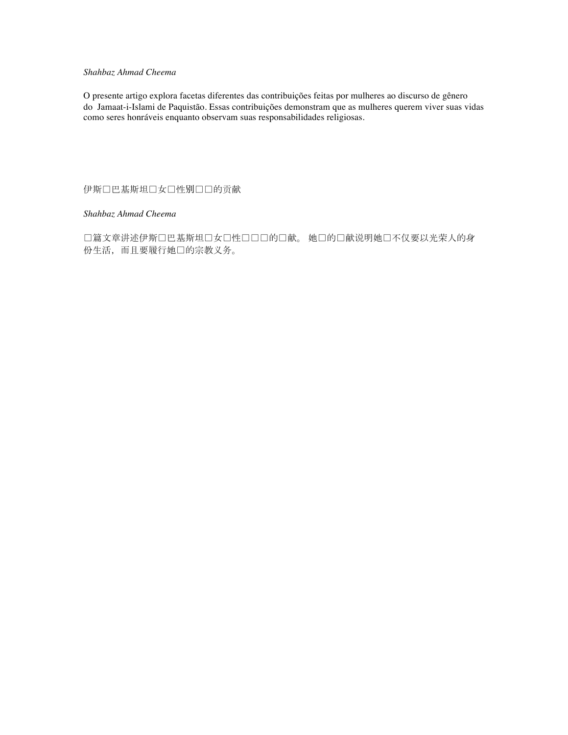*Shahbaz Ahmad Cheema*

O presente artigo explora facetas diferentes das contribuições feitas por mulheres ao discurso de gênero do Jamaat-i-Islami de Paquistão. Essas contribuições demonstram que as mulheres querem viver suas vidas como seres honráveis enquanto observam suas responsabilidades religiosas.

伊斯□巴基斯坦□女□性别□□的贡献

*Shahbaz Ahmad Cheema*

□篇文章讲述伊斯□巴基斯坦□女□性□□□的□献。 她□的□献说明她□不仅要以光荣人的身份生活，而且要履行她□的宗教义务。